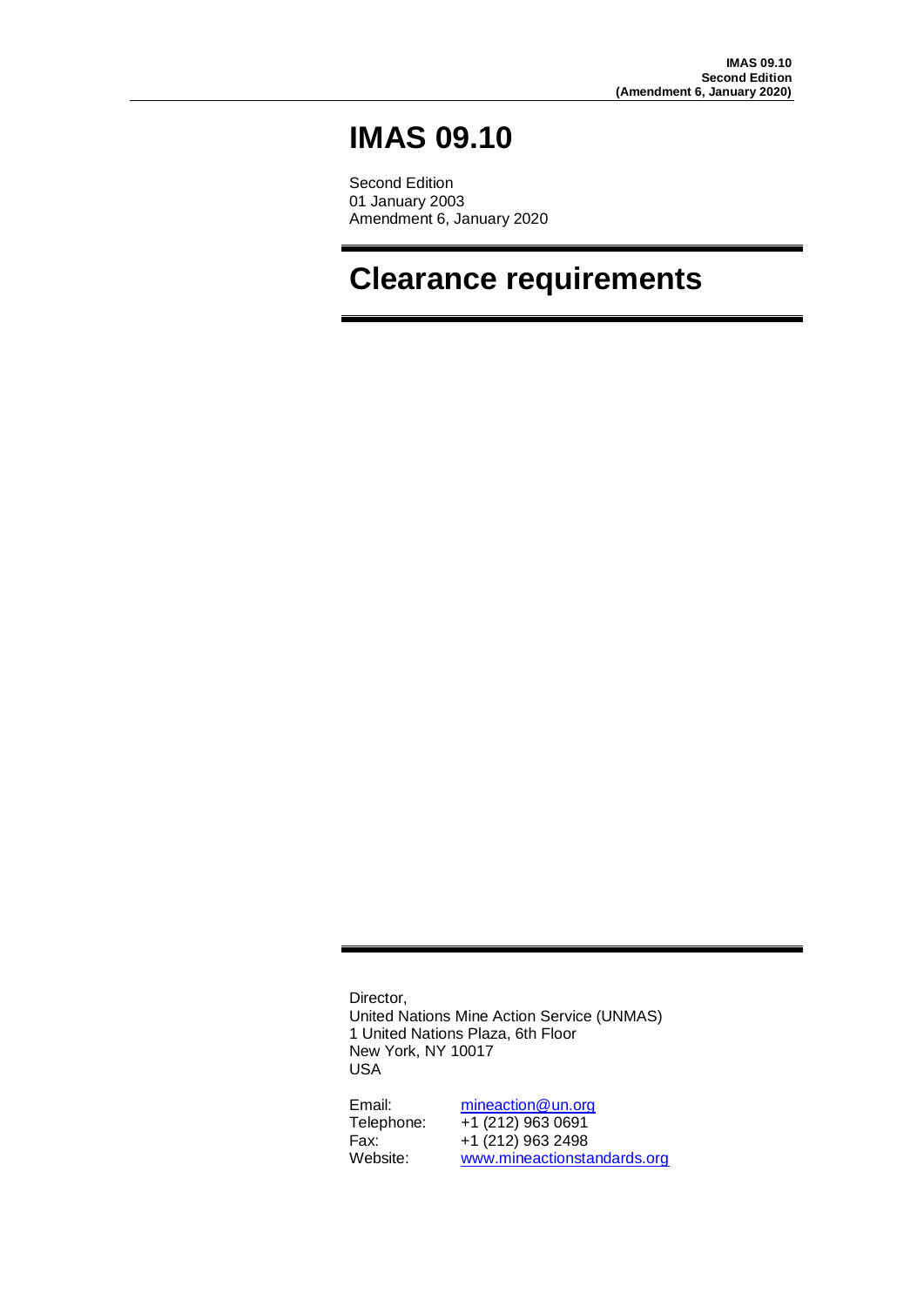# IMAS 09.10

Second Edition
01 January 2003
Amendment 6, January 2020

# Clearance requirements

Director,
United Nations Mine Action Service (UNMAS)
1 United Nations Plaza, 6th Floor
New York, NY 10017
USA

Email: mineaction@un.org
Telephone: +1 (212) 963 0691
Fax: +1 (212) 963 2498
Website: www.mineactionstandards.org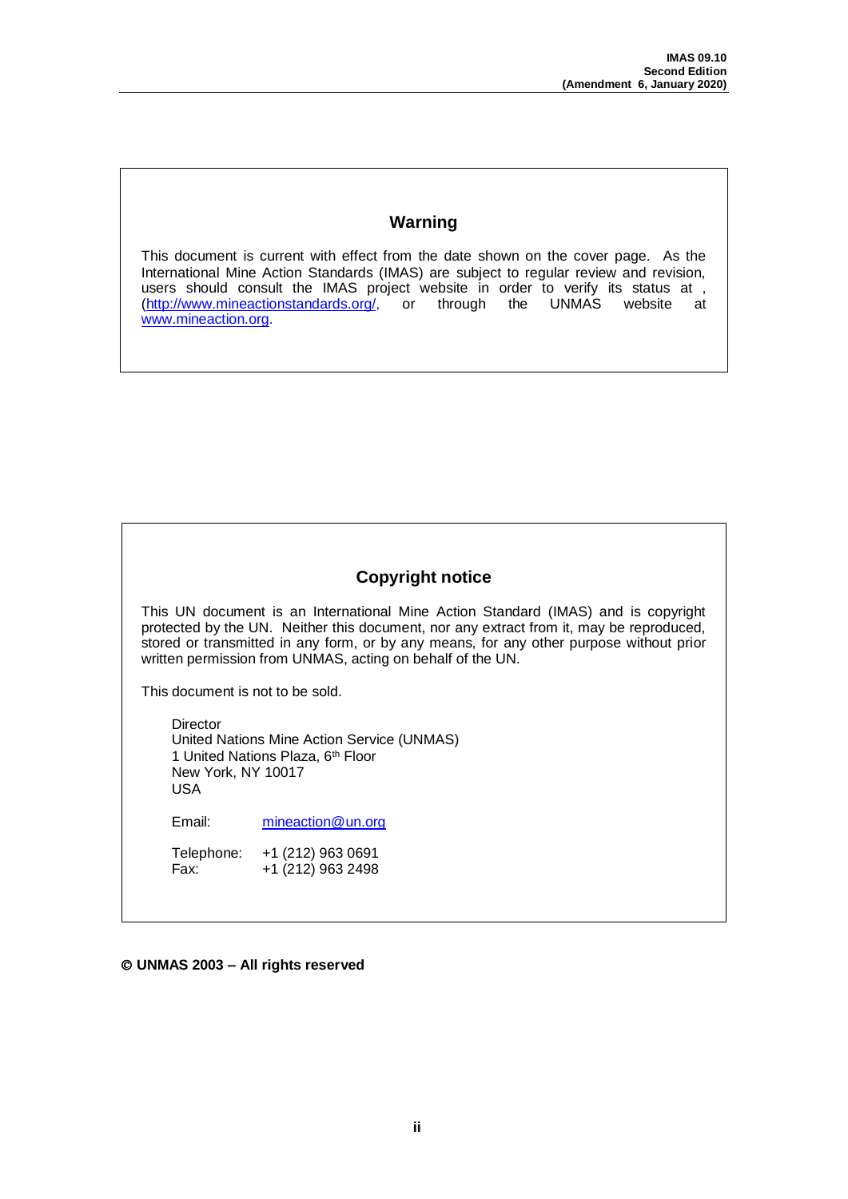## Warning

This document is current with effect from the date shown on the cover page. As the International Mine Action Standards (IMAS) are subject to regular review and revision, users should consult the IMAS project website in order to verify its status at , (http://www.mineactionstandards.org/, or through the UNMAS website at www.mineaction.org.

## Copyright notice

This UN document is an International Mine Action Standard (IMAS) and is copyright protected by the UN. Neither this document, nor any extract from it, may be reproduced, stored or transmitted in any form, or by any means, for any other purpose without prior written permission from UNMAS, acting on behalf of the UN.

This document is not to be sold.

Director
United Nations Mine Action Service (UNMAS)
1 United Nations Plaza, 6th Floor
New York, NY 10017
USA

Email: mineaction@un.org

Telephone: +1 (212) 963 0691
Fax: +1 (212) 963 2498

**© UNMAS 2003 – All rights reserved**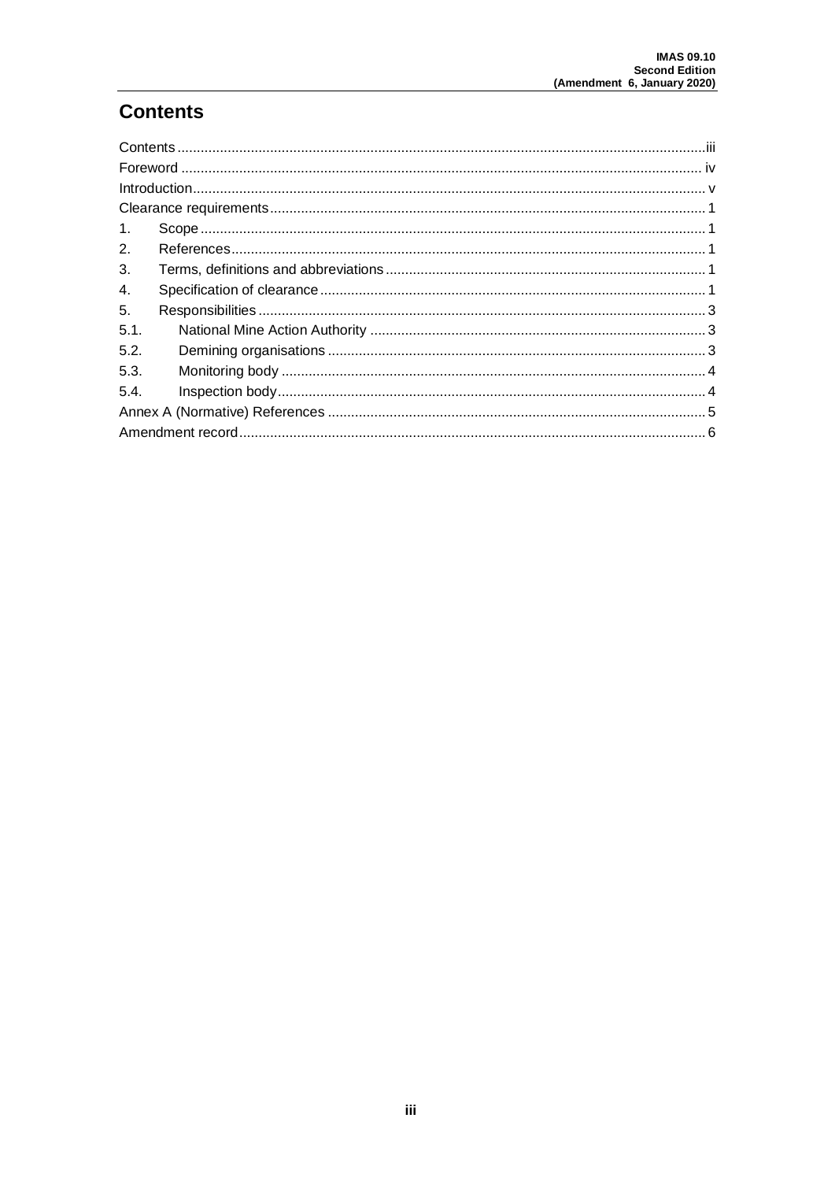# Contents

Contents ........................................................................................................................................iii
Foreword ...................................................................................................................................... iv
Introduction.................................................................................................................................... v
Clearance requirements ................................................................................................................ 1
1. Scope .................................................................................................................................. 1
2. References ........................................................................................................................... 1
3. Terms, definitions and abbreviations ................................................................................... 1
4. Specification of clearance .................................................................................................... 1
5. Responsibilities .................................................................................................................... 3
5.1. National Mine Action Authority ....................................................................................... 3
5.2. Demining organisations .................................................................................................. 3
5.3. Monitoring body .............................................................................................................. 4
5.4. Inspection body ............................................................................................................... 4
Annex A (Normative) References .................................................................................................. 5
Amendment record ........................................................................................................................ 6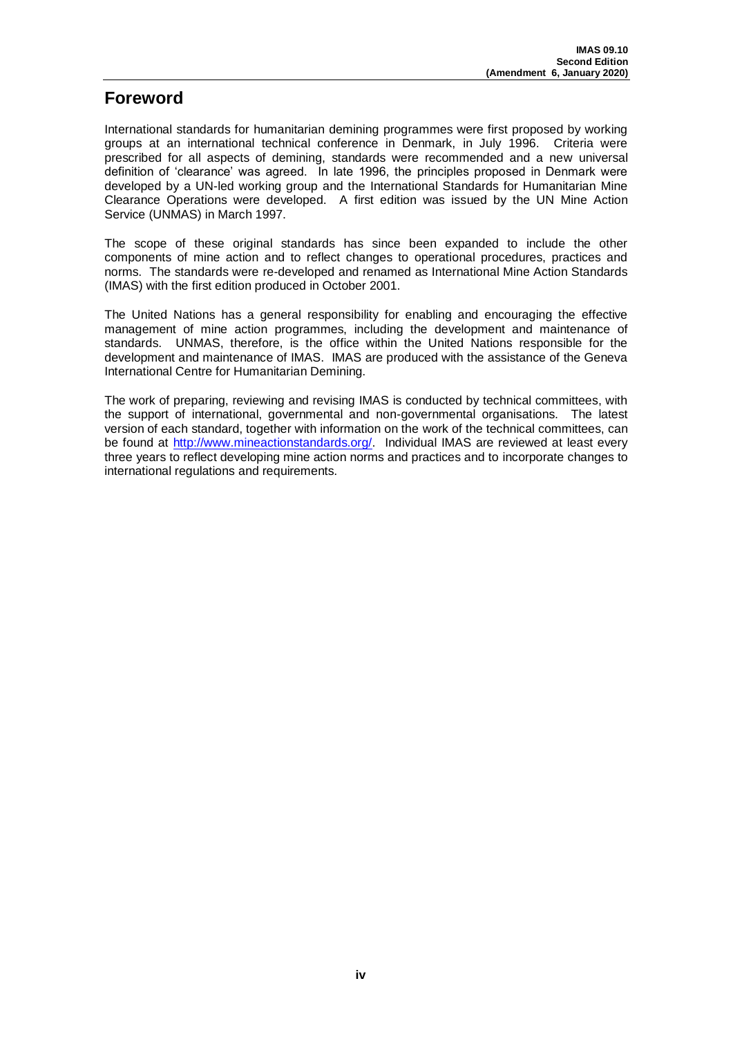# Foreword

International standards for humanitarian demining programmes were first proposed by working groups at an international technical conference in Denmark, in July 1996. Criteria were prescribed for all aspects of demining, standards were recommended and a new universal definition of 'clearance' was agreed. In late 1996, the principles proposed in Denmark were developed by a UN-led working group and the International Standards for Humanitarian Mine Clearance Operations were developed. A first edition was issued by the UN Mine Action Service (UNMAS) in March 1997.

The scope of these original standards has since been expanded to include the other components of mine action and to reflect changes to operational procedures, practices and norms. The standards were re-developed and renamed as International Mine Action Standards (IMAS) with the first edition produced in October 2001.

The United Nations has a general responsibility for enabling and encouraging the effective management of mine action programmes, including the development and maintenance of standards. UNMAS, therefore, is the office within the United Nations responsible for the development and maintenance of IMAS. IMAS are produced with the assistance of the Geneva International Centre for Humanitarian Demining.

The work of preparing, reviewing and revising IMAS is conducted by technical committees, with the support of international, governmental and non-governmental organisations. The latest version of each standard, together with information on the work of the technical committees, can be found at http://www.mineactionstandards.org/. Individual IMAS are reviewed at least every three years to reflect developing mine action norms and practices and to incorporate changes to international regulations and requirements.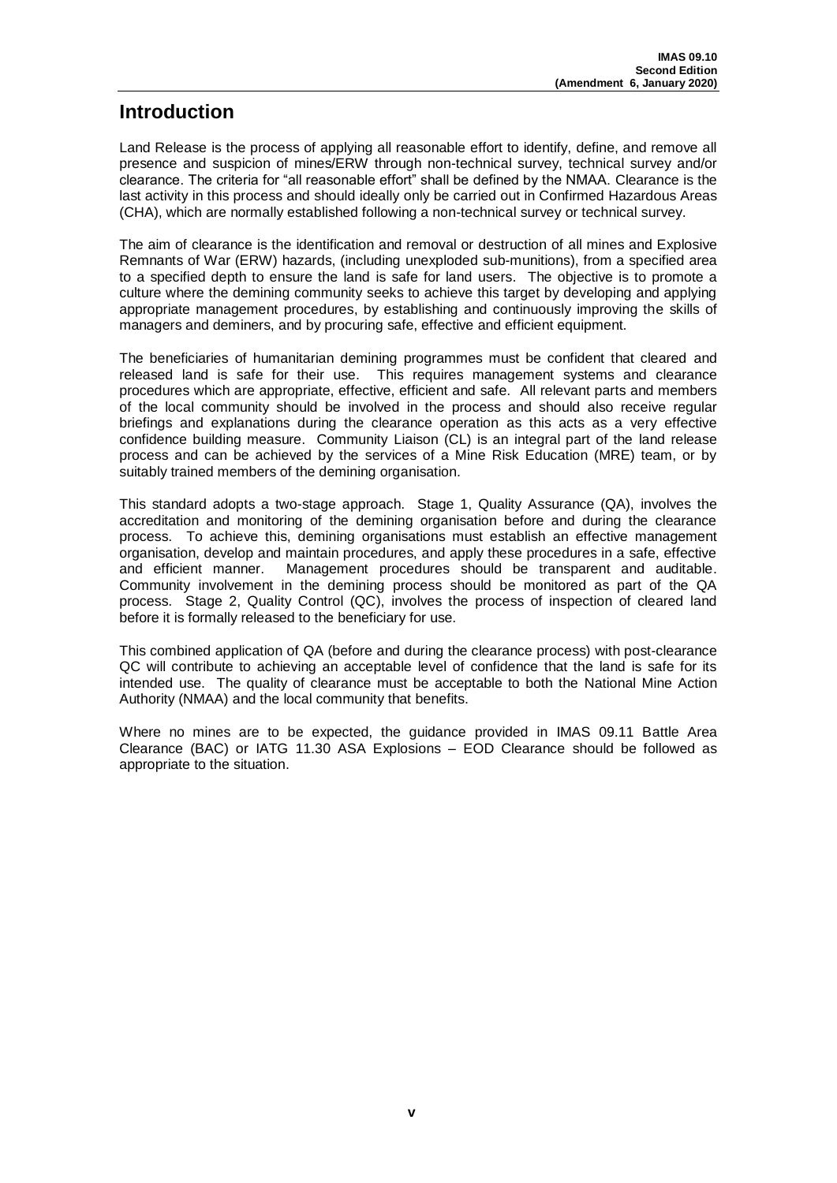# Introduction

Land Release is the process of applying all reasonable effort to identify, define, and remove all presence and suspicion of mines/ERW through non-technical survey, technical survey and/or clearance. The criteria for "all reasonable effort" shall be defined by the NMAA. Clearance is the last activity in this process and should ideally only be carried out in Confirmed Hazardous Areas (CHA), which are normally established following a non-technical survey or technical survey.

The aim of clearance is the identification and removal or destruction of all mines and Explosive Remnants of War (ERW) hazards, (including unexploded sub-munitions), from a specified area to a specified depth to ensure the land is safe for land users. The objective is to promote a culture where the demining community seeks to achieve this target by developing and applying appropriate management procedures, by establishing and continuously improving the skills of managers and deminers, and by procuring safe, effective and efficient equipment.

The beneficiaries of humanitarian demining programmes must be confident that cleared and released land is safe for their use. This requires management systems and clearance procedures which are appropriate, effective, efficient and safe. All relevant parts and members of the local community should be involved in the process and should also receive regular briefings and explanations during the clearance operation as this acts as a very effective confidence building measure. Community Liaison (CL) is an integral part of the land release process and can be achieved by the services of a Mine Risk Education (MRE) team, or by suitably trained members of the demining organisation.

This standard adopts a two-stage approach. Stage 1, Quality Assurance (QA), involves the accreditation and monitoring of the demining organisation before and during the clearance process. To achieve this, demining organisations must establish an effective management organisation, develop and maintain procedures, and apply these procedures in a safe, effective and efficient manner. Management procedures should be transparent and auditable. Community involvement in the demining process should be monitored as part of the QA process. Stage 2, Quality Control (QC), involves the process of inspection of cleared land before it is formally released to the beneficiary for use.

This combined application of QA (before and during the clearance process) with post-clearance QC will contribute to achieving an acceptable level of confidence that the land is safe for its intended use. The quality of clearance must be acceptable to both the National Mine Action Authority (NMAA) and the local community that benefits.

Where no mines are to be expected, the guidance provided in IMAS 09.11 Battle Area Clearance (BAC) or IATG 11.30 ASA Explosions – EOD Clearance should be followed as appropriate to the situation.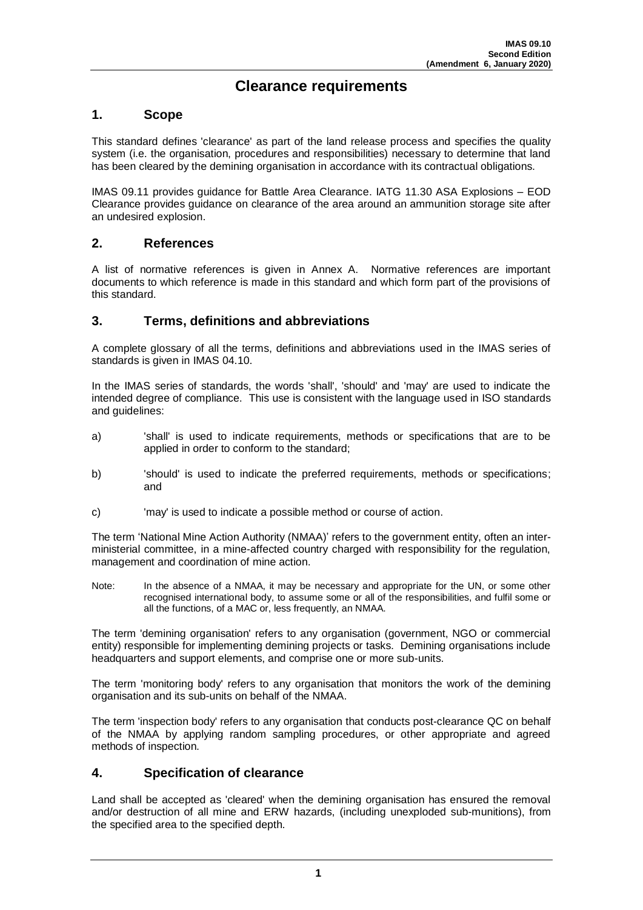# Clearance requirements

## 1. Scope

This standard defines 'clearance' as part of the land release process and specifies the quality system (i.e. the organisation, procedures and responsibilities) necessary to determine that land has been cleared by the demining organisation in accordance with its contractual obligations.

IMAS 09.11 provides guidance for Battle Area Clearance. IATG 11.30 ASA Explosions – EOD Clearance provides guidance on clearance of the area around an ammunition storage site after an undesired explosion.

## 2. References

A list of normative references is given in Annex A. Normative references are important documents to which reference is made in this standard and which form part of the provisions of this standard.

## 3. Terms, definitions and abbreviations

A complete glossary of all the terms, definitions and abbreviations used in the IMAS series of standards is given in IMAS 04.10.

In the IMAS series of standards, the words 'shall', 'should' and 'may' are used to indicate the intended degree of compliance. This use is consistent with the language used in ISO standards and guidelines:

a) 'shall' is used to indicate requirements, methods or specifications that are to be applied in order to conform to the standard;

b) 'should' is used to indicate the preferred requirements, methods or specifications; and

c) 'may' is used to indicate a possible method or course of action.

The term 'National Mine Action Authority (NMAA)' refers to the government entity, often an inter-ministerial committee, in a mine-affected country charged with responsibility for the regulation, management and coordination of mine action.

Note: In the absence of a NMAA, it may be necessary and appropriate for the UN, or some other recognised international body, to assume some or all of the responsibilities, and fulfil some or all the functions, of a MAC or, less frequently, an NMAA.

The term 'demining organisation' refers to any organisation (government, NGO or commercial entity) responsible for implementing demining projects or tasks. Demining organisations include headquarters and support elements, and comprise one or more sub-units.

The term 'monitoring body' refers to any organisation that monitors the work of the demining organisation and its sub-units on behalf of the NMAA.

The term 'inspection body' refers to any organisation that conducts post-clearance QC on behalf of the NMAA by applying random sampling procedures, or other appropriate and agreed methods of inspection.

## 4. Specification of clearance

Land shall be accepted as 'cleared' when the demining organisation has ensured the removal and/or destruction of all mine and ERW hazards, (including unexploded sub-munitions), from the specified area to the specified depth.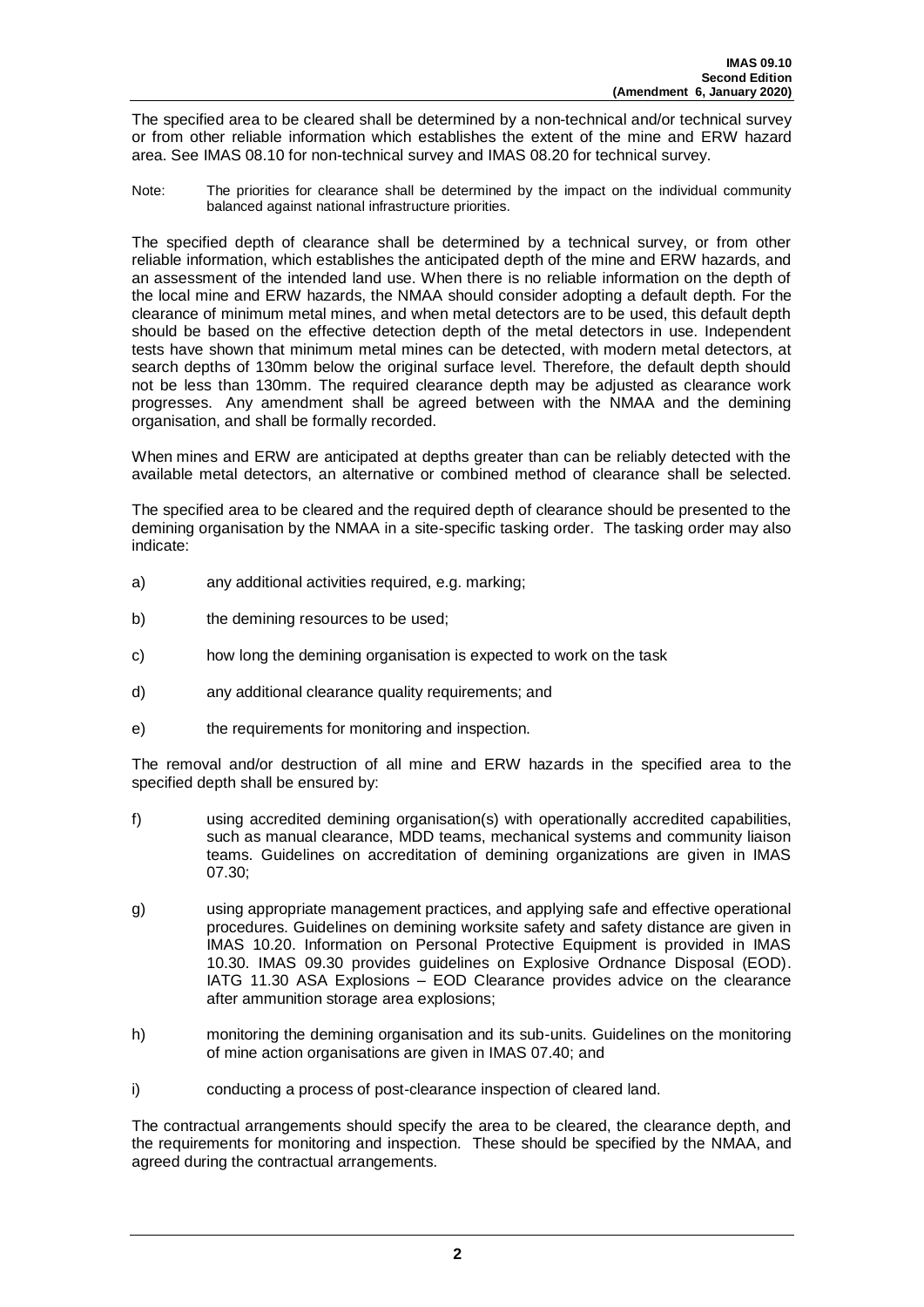The specified area to be cleared shall be determined by a non-technical and/or technical survey or from other reliable information which establishes the extent of the mine and ERW hazard area. See IMAS 08.10 for non-technical survey and IMAS 08.20 for technical survey.

Note: The priorities for clearance shall be determined by the impact on the individual community balanced against national infrastructure priorities.

The specified depth of clearance shall be determined by a technical survey, or from other reliable information, which establishes the anticipated depth of the mine and ERW hazards, and an assessment of the intended land use. When there is no reliable information on the depth of the local mine and ERW hazards, the NMAA should consider adopting a default depth. For the clearance of minimum metal mines, and when metal detectors are to be used, this default depth should be based on the effective detection depth of the metal detectors in use. Independent tests have shown that minimum metal mines can be detected, with modern metal detectors, at search depths of 130mm below the original surface level. Therefore, the default depth should not be less than 130mm. The required clearance depth may be adjusted as clearance work progresses. Any amendment shall be agreed between with the NMAA and the demining organisation, and shall be formally recorded.

When mines and ERW are anticipated at depths greater than can be reliably detected with the available metal detectors, an alternative or combined method of clearance shall be selected.

The specified area to be cleared and the required depth of clearance should be presented to the demining organisation by the NMAA in a site-specific tasking order. The tasking order may also indicate:

a) any additional activities required, e.g. marking;

b) the demining resources to be used;

c) how long the demining organisation is expected to work on the task

d) any additional clearance quality requirements; and

e) the requirements for monitoring and inspection.

The removal and/or destruction of all mine and ERW hazards in the specified area to the specified depth shall be ensured by:

f) using accredited demining organisation(s) with operationally accredited capabilities, such as manual clearance, MDD teams, mechanical systems and community liaison teams. Guidelines on accreditation of demining organizations are given in IMAS 07.30;

g) using appropriate management practices, and applying safe and effective operational procedures. Guidelines on demining worksite safety and safety distance are given in IMAS 10.20. Information on Personal Protective Equipment is provided in IMAS 10.30. IMAS 09.30 provides guidelines on Explosive Ordnance Disposal (EOD). IATG 11.30 ASA Explosions – EOD Clearance provides advice on the clearance after ammunition storage area explosions;

h) monitoring the demining organisation and its sub-units. Guidelines on the monitoring of mine action organisations are given in IMAS 07.40; and

i) conducting a process of post-clearance inspection of cleared land.

The contractual arrangements should specify the area to be cleared, the clearance depth, and the requirements for monitoring and inspection. These should be specified by the NMAA, and agreed during the contractual arrangements.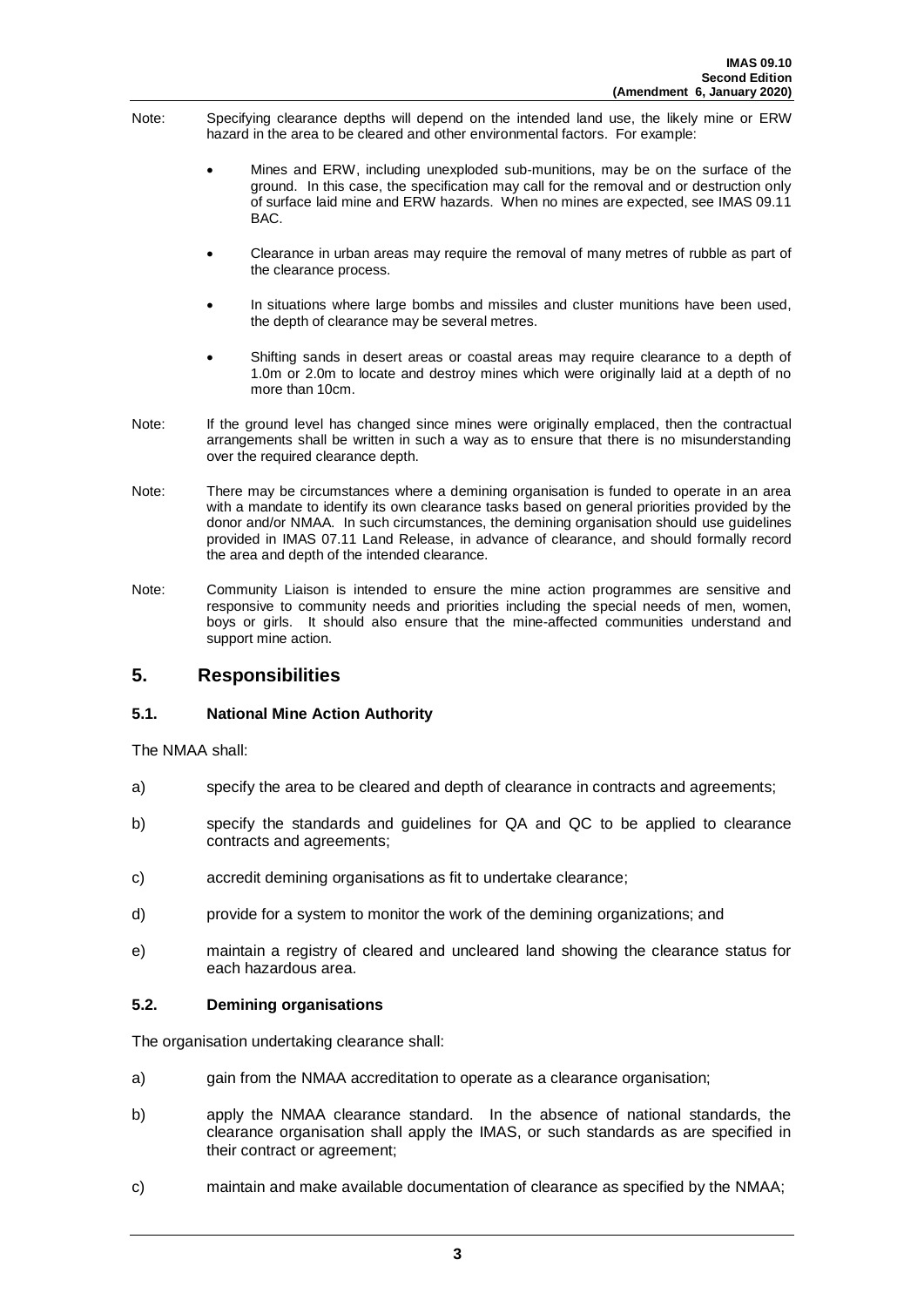Note: Specifying clearance depths will depend on the intended land use, the likely mine or ERW hazard in the area to be cleared and other environmental factors. For example:

- Mines and ERW, including unexploded sub-munitions, may be on the surface of the ground. In this case, the specification may call for the removal and or destruction only of surface laid mine and ERW hazards. When no mines are expected, see IMAS 09.11 BAC.
- Clearance in urban areas may require the removal of many metres of rubble as part of the clearance process.
- In situations where large bombs and missiles and cluster munitions have been used, the depth of clearance may be several metres.
- Shifting sands in desert areas or coastal areas may require clearance to a depth of 1.0m or 2.0m to locate and destroy mines which were originally laid at a depth of no more than 10cm.

Note: If the ground level has changed since mines were originally emplaced, then the contractual arrangements shall be written in such a way as to ensure that there is no misunderstanding over the required clearance depth.

Note: There may be circumstances where a demining organisation is funded to operate in an area with a mandate to identify its own clearance tasks based on general priorities provided by the donor and/or NMAA. In such circumstances, the demining organisation should use guidelines provided in IMAS 07.11 Land Release, in advance of clearance, and should formally record the area and depth of the intended clearance.

Note: Community Liaison is intended to ensure the mine action programmes are sensitive and responsive to community needs and priorities including the special needs of men, women, boys or girls. It should also ensure that the mine-affected communities understand and support mine action.

## 5. Responsibilities

### 5.1. National Mine Action Authority

The NMAA shall:

a) specify the area to be cleared and depth of clearance in contracts and agreements;

b) specify the standards and guidelines for QA and QC to be applied to clearance contracts and agreements;

c) accredit demining organisations as fit to undertake clearance;

d) provide for a system to monitor the work of the demining organizations; and

e) maintain a registry of cleared and uncleared land showing the clearance status for each hazardous area.

### 5.2. Demining organisations

The organisation undertaking clearance shall:

a) gain from the NMAA accreditation to operate as a clearance organisation;

b) apply the NMAA clearance standard. In the absence of national standards, the clearance organisation shall apply the IMAS, or such standards as are specified in their contract or agreement;

c) maintain and make available documentation of clearance as specified by the NMAA;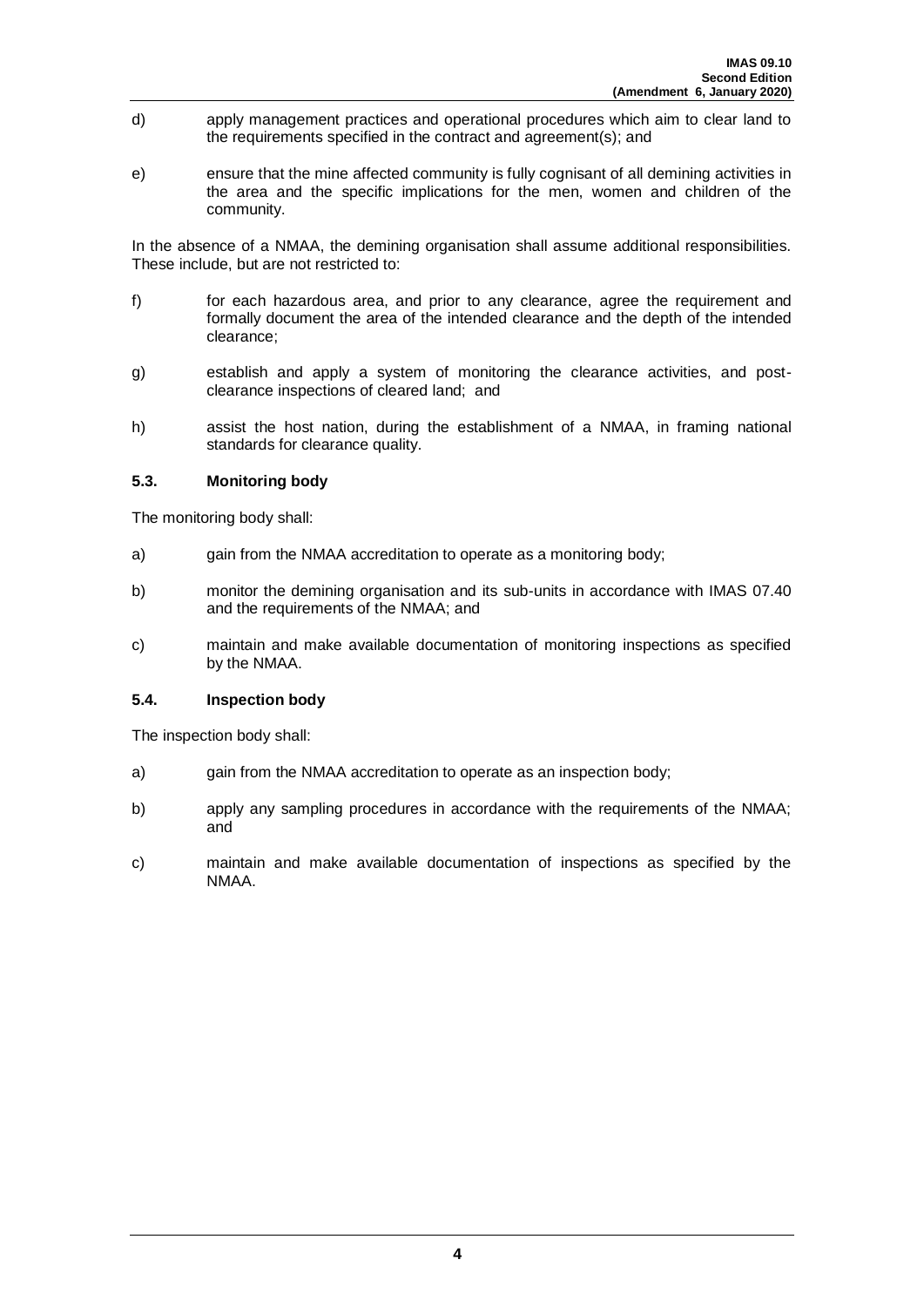d) apply management practices and operational procedures which aim to clear land to the requirements specified in the contract and agreement(s); and

e) ensure that the mine affected community is fully cognisant of all demining activities in the area and the specific implications for the men, women and children of the community.

In the absence of a NMAA, the demining organisation shall assume additional responsibilities. These include, but are not restricted to:

f) for each hazardous area, and prior to any clearance, agree the requirement and formally document the area of the intended clearance and the depth of the intended clearance;

g) establish and apply a system of monitoring the clearance activities, and post-clearance inspections of cleared land; and

h) assist the host nation, during the establishment of a NMAA, in framing national standards for clearance quality.

### 5.3. Monitoring body

The monitoring body shall:

a) gain from the NMAA accreditation to operate as a monitoring body;

b) monitor the demining organisation and its sub-units in accordance with IMAS 07.40 and the requirements of the NMAA; and

c) maintain and make available documentation of monitoring inspections as specified by the NMAA.

### 5.4. Inspection body

The inspection body shall:

a) gain from the NMAA accreditation to operate as an inspection body;

b) apply any sampling procedures in accordance with the requirements of the NMAA; and

c) maintain and make available documentation of inspections as specified by the NMAA.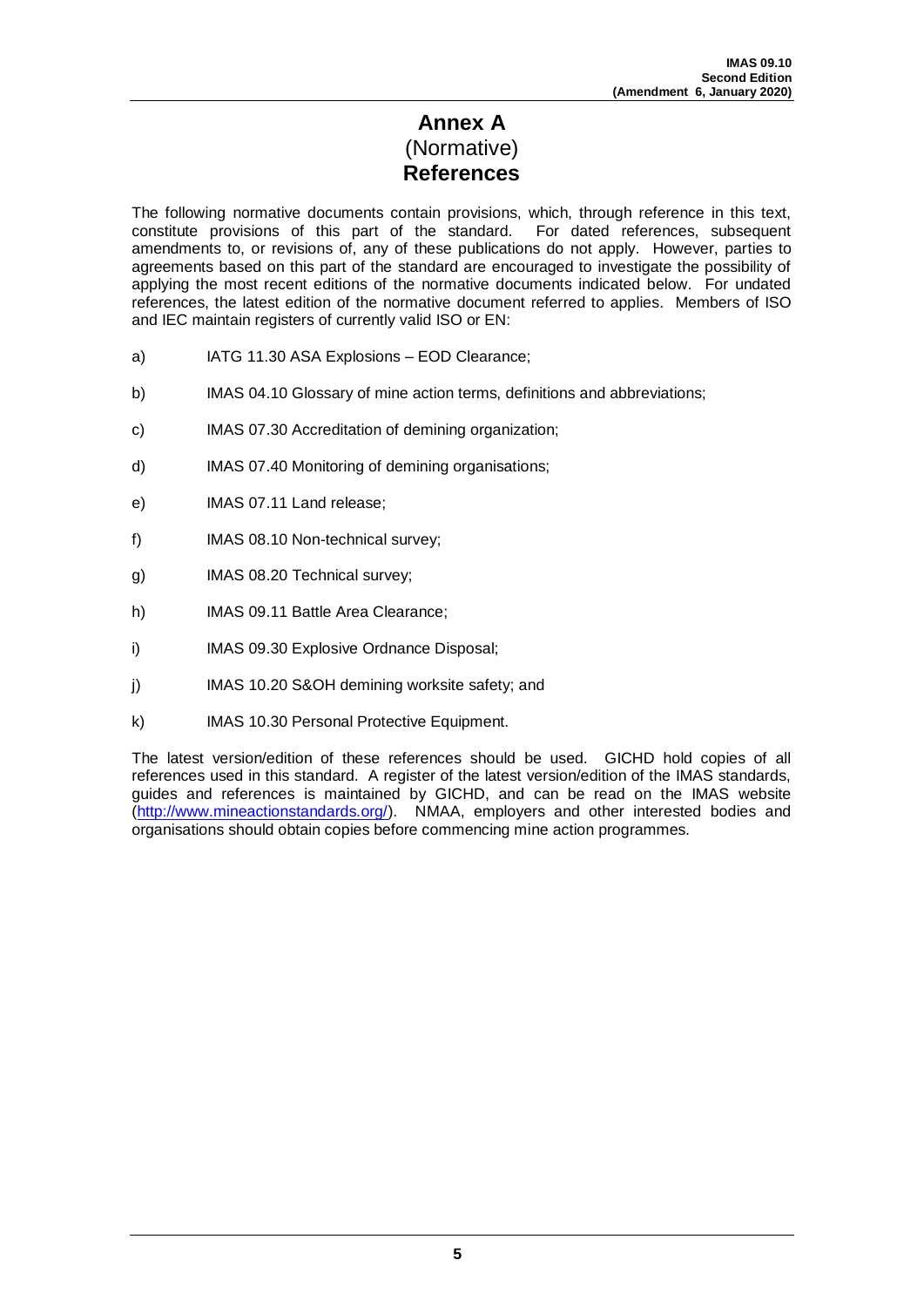# Annex A
(Normative)
**References**

The following normative documents contain provisions, which, through reference in this text, constitute provisions of this part of the standard. For dated references, subsequent amendments to, or revisions of, any of these publications do not apply. However, parties to agreements based on this part of the standard are encouraged to investigate the possibility of applying the most recent editions of the normative documents indicated below. For undated references, the latest edition of the normative document referred to applies. Members of ISO and IEC maintain registers of currently valid ISO or EN:

a) IATG 11.30 ASA Explosions – EOD Clearance;

b) IMAS 04.10 Glossary of mine action terms, definitions and abbreviations;

c) IMAS 07.30 Accreditation of demining organization;

d) IMAS 07.40 Monitoring of demining organisations;

e) IMAS 07.11 Land release;

f) IMAS 08.10 Non-technical survey;

g) IMAS 08.20 Technical survey;

h) IMAS 09.11 Battle Area Clearance;

i) IMAS 09.30 Explosive Ordnance Disposal;

j) IMAS 10.20 S&OH demining worksite safety; and

k) IMAS 10.30 Personal Protective Equipment.

The latest version/edition of these references should be used. GICHD hold copies of all references used in this standard. A register of the latest version/edition of the IMAS standards, guides and references is maintained by GICHD, and can be read on the IMAS website (http://www.mineactionstandards.org/). NMAA, employers and other interested bodies and organisations should obtain copies before commencing mine action programmes.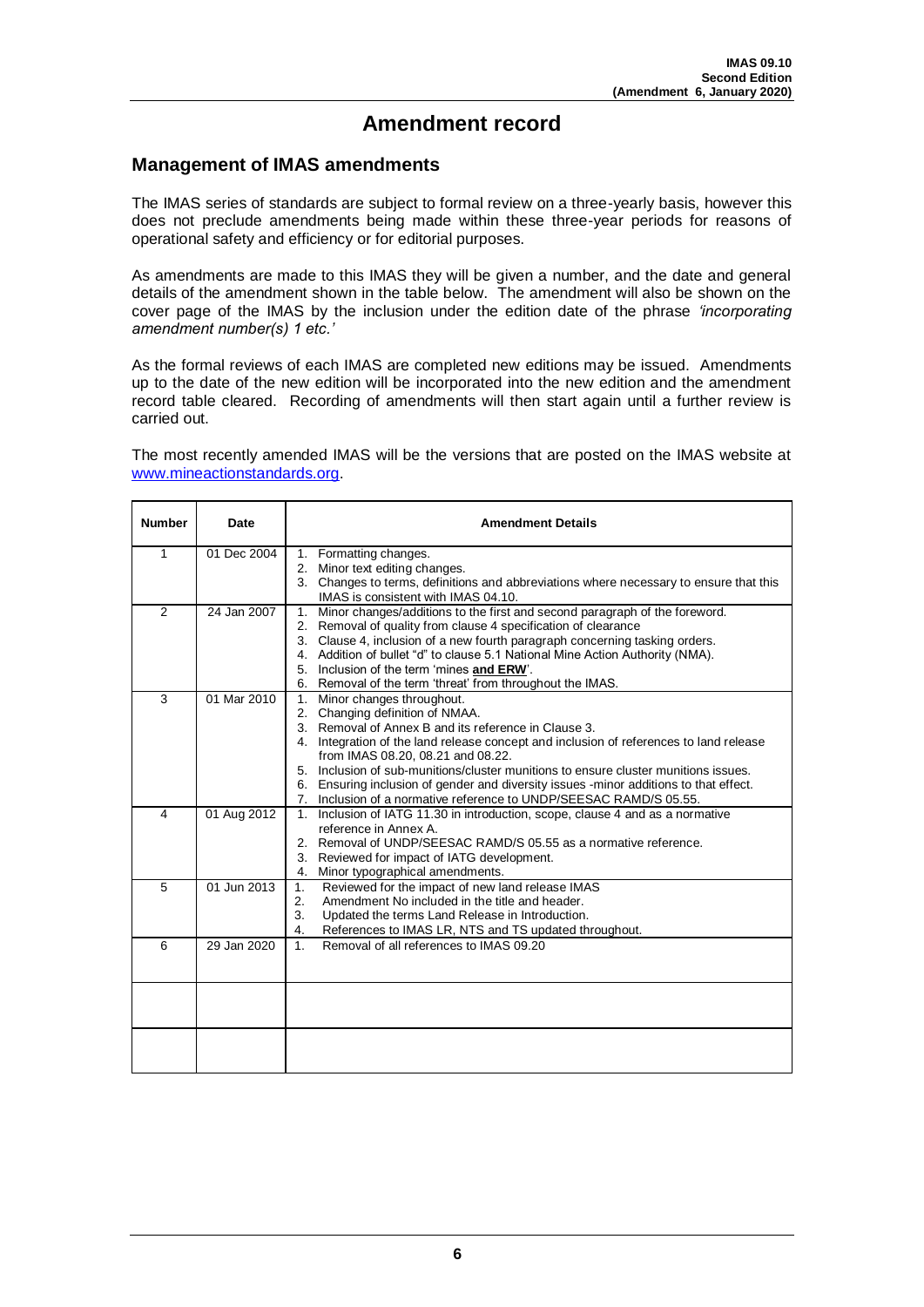# Amendment record

## Management of IMAS amendments

The IMAS series of standards are subject to formal review on a three-yearly basis, however this does not preclude amendments being made within these three-year periods for reasons of operational safety and efficiency or for editorial purposes.

As amendments are made to this IMAS they will be given a number, and the date and general details of the amendment shown in the table below. The amendment will also be shown on the cover page of the IMAS by the inclusion under the edition date of the phrase *'incorporating amendment number(s) 1 etc.'*

As the formal reviews of each IMAS are completed new editions may be issued. Amendments up to the date of the new edition will be incorporated into the new edition and the amendment record table cleared. Recording of amendments will then start again until a further review is carried out.

The most recently amended IMAS will be the versions that are posted on the IMAS website at www.mineactionstandards.org.

| Number | Date | Amendment Details |
|---|---|---|
| 1 | 01 Dec 2004 | 1. Formatting changes.<br>2. Minor text editing changes.<br>3. Changes to terms, definitions and abbreviations where necessary to ensure that this IMAS is consistent with IMAS 04.10. |
| 2 | 24 Jan 2007 | 1. Minor changes/additions to the first and second paragraph of the foreword.<br>2. Removal of quality from clause 4 specification of clearance<br>3. Clause 4, inclusion of a new fourth paragraph concerning tasking orders.<br>4. Addition of bullet "d" to clause 5.1 National Mine Action Authority (NMA).<br>5. Inclusion of the term 'mines **and ERW**'.<br>6. Removal of the term 'threat' from throughout the IMAS. |
| 3 | 01 Mar 2010 | 1. Minor changes throughout.<br>2. Changing definition of NMAA.<br>3. Removal of Annex B and its reference in Clause 3.<br>4. Integration of the land release concept and inclusion of references to land release from IMAS 08.20, 08.21 and 08.22.<br>5. Inclusion of sub-munitions/cluster munitions to ensure cluster munitions issues.<br>6. Ensuring inclusion of gender and diversity issues -minor additions to that effect.<br>7. Inclusion of a normative reference to UNDP/SEESAC RAMD/S 05.55. |
| 4 | 01 Aug 2012 | 1. Inclusion of IATG 11.30 in introduction, scope, clause 4 and as a normative reference in Annex A.<br>2. Removal of UNDP/SEESAC RAMD/S 05.55 as a normative reference.<br>3. Reviewed for impact of IATG development.<br>4. Minor typographical amendments. |
| 5 | 01 Jun 2013 | 1. Reviewed for the impact of new land release IMAS<br>2. Amendment No included in the title and header.<br>3. Updated the terms Land Release in Introduction.<br>4. References to IMAS LR, NTS and TS updated throughout. |
| 6 | 29 Jan 2020 | 1. Removal of all references to IMAS 09.20 |
| | | |
| | | |